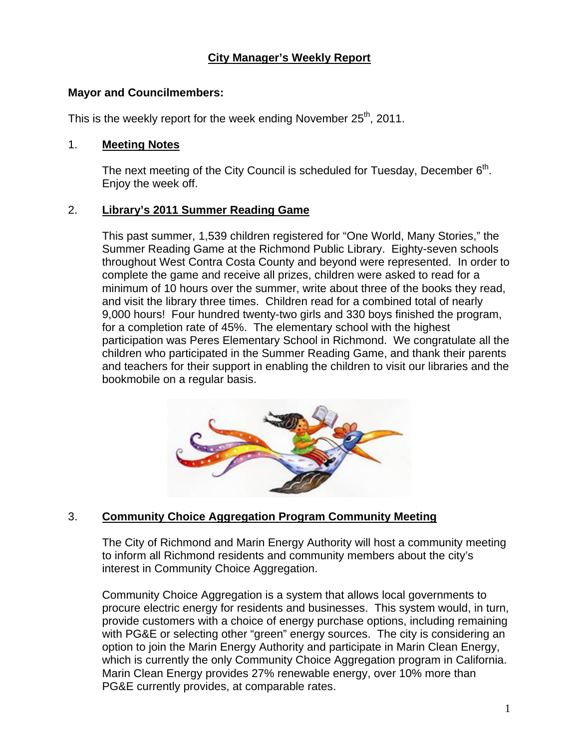# City Manager's Weekly Report

**Mayor and Councilmembers:**

This is the weekly report for the week ending November 25th, 2011.

1. **Meeting Notes**

   The next meeting of the City Council is scheduled for Tuesday, December 6th. Enjoy the week off.

2. **Library's 2011 Summer Reading Game**

   This past summer, 1,539 children registered for "One World, Many Stories," the Summer Reading Game at the Richmond Public Library. Eighty-seven schools throughout West Contra Costa County and beyond were represented. In order to complete the game and receive all prizes, children were asked to read for a minimum of 10 hours over the summer, write about three of the books they read, and visit the library three times. Children read for a combined total of nearly 9,000 hours! Four hundred twenty-two girls and 330 boys finished the program, for a completion rate of 45%. The elementary school with the highest participation was Peres Elementary School in Richmond. We congratulate all the children who participated in the Summer Reading Game, and thank their parents and teachers for their support in enabling the children to visit our libraries and the bookmobile on a regular basis.

3. **Community Choice Aggregation Program Community Meeting**

   The City of Richmond and Marin Energy Authority will host a community meeting to inform all Richmond residents and community members about the city's interest in Community Choice Aggregation.

   Community Choice Aggregation is a system that allows local governments to procure electric energy for residents and businesses. This system would, in turn, provide customers with a choice of energy purchase options, including remaining with PG&E or selecting other "green" energy sources. The city is considering an option to join the Marin Energy Authority and participate in Marin Clean Energy, which is currently the only Community Choice Aggregation program in California. Marin Clean Energy provides 27% renewable energy, over 10% more than PG&E currently provides, at comparable rates.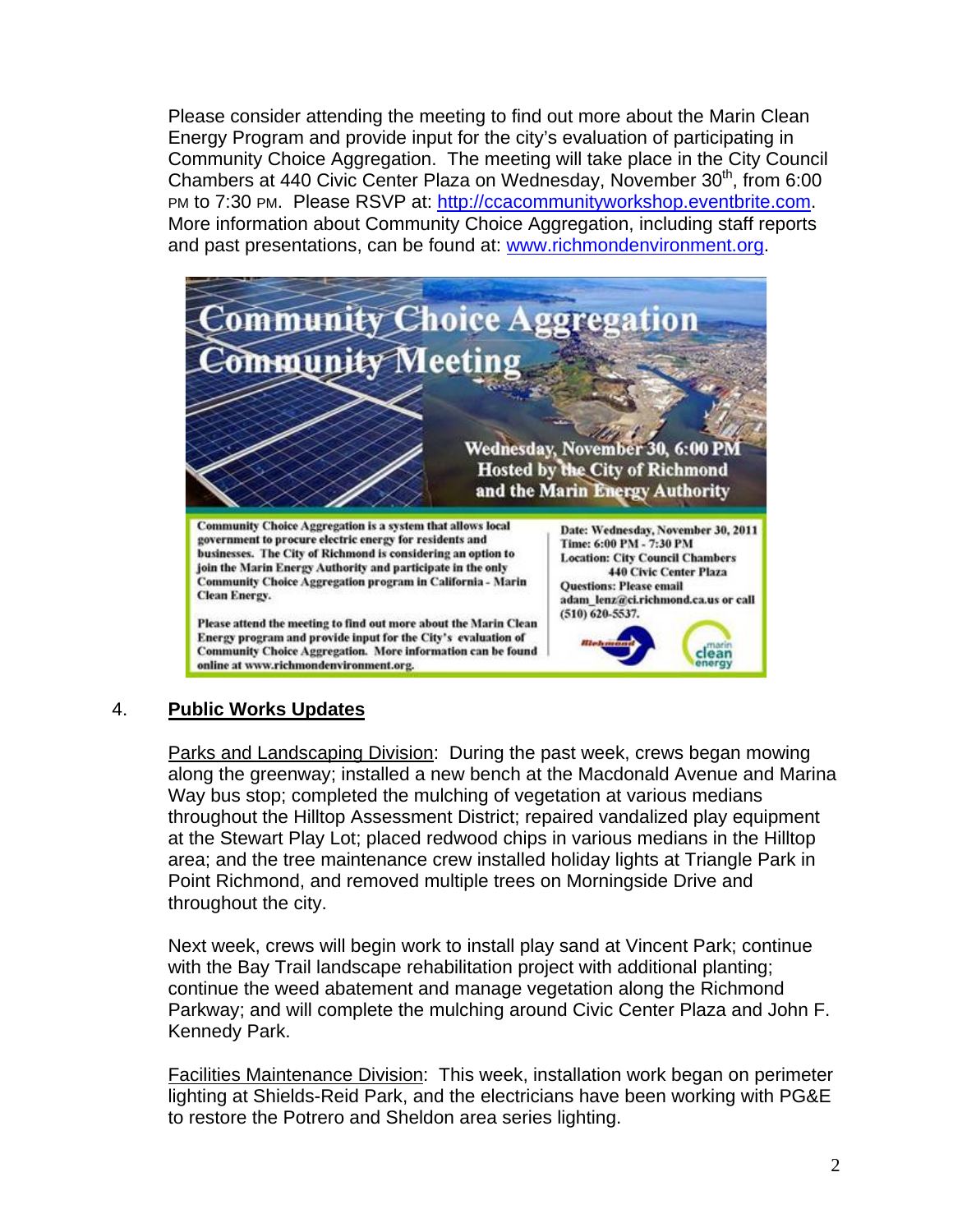Please consider attending the meeting to find out more about the Marin Clean Energy Program and provide input for the city's evaluation of participating in Community Choice Aggregation. The meeting will take place in the City Council Chambers at 440 Civic Center Plaza on Wednesday, November 30th, from 6:00 PM to 7:30 PM. Please RSVP at: http://ccacommunityworkshop.eventbrite.com. More information about Community Choice Aggregation, including staff reports and past presentations, can be found at: www.richmondenvironment.org.

**Community Choice Aggregation Community Meeting**

**Wednesday, November 30, 6:00 PM**
**Hosted by the City of Richmond and the Marin Energy Authority**

**Community Choice Aggregation is a system that allows local government to procure electric energy for residents and businesses. The City of Richmond is considering an option to join the Marin Energy Authority and participate in the only Community Choice Aggregation program in California - Marin Clean Energy.**

**Please attend the meeting to find out more about the Marin Clean Energy program and provide input for the City's evaluation of Community Choice Aggregation. More information can be found online at www.richmondenvironment.org.**

**Date: Wednesday, November 30, 2011**
**Time: 6:00 PM - 7:30 PM**
**Location: City Council Chambers 440 Civic Center Plaza**
**Questions: Please email adam_lenz@ci.richmond.ca.us or call (510) 620-5537.**

4. **Public Works Updates**

Parks and Landscaping Division: During the past week, crews began mowing along the greenway; installed a new bench at the Macdonald Avenue and Marina Way bus stop; completed the mulching of vegetation at various medians throughout the Hilltop Assessment District; repaired vandalized play equipment at the Stewart Play Lot; placed redwood chips in various medians in the Hilltop area; and the tree maintenance crew installed holiday lights at Triangle Park in Point Richmond, and removed multiple trees on Morningside Drive and throughout the city.

Next week, crews will begin work to install play sand at Vincent Park; continue with the Bay Trail landscape rehabilitation project with additional planting; continue the weed abatement and manage vegetation along the Richmond Parkway; and will complete the mulching around Civic Center Plaza and John F. Kennedy Park.

Facilities Maintenance Division: This week, installation work began on perimeter lighting at Shields-Reid Park, and the electricians have been working with PG&E to restore the Potrero and Sheldon area series lighting.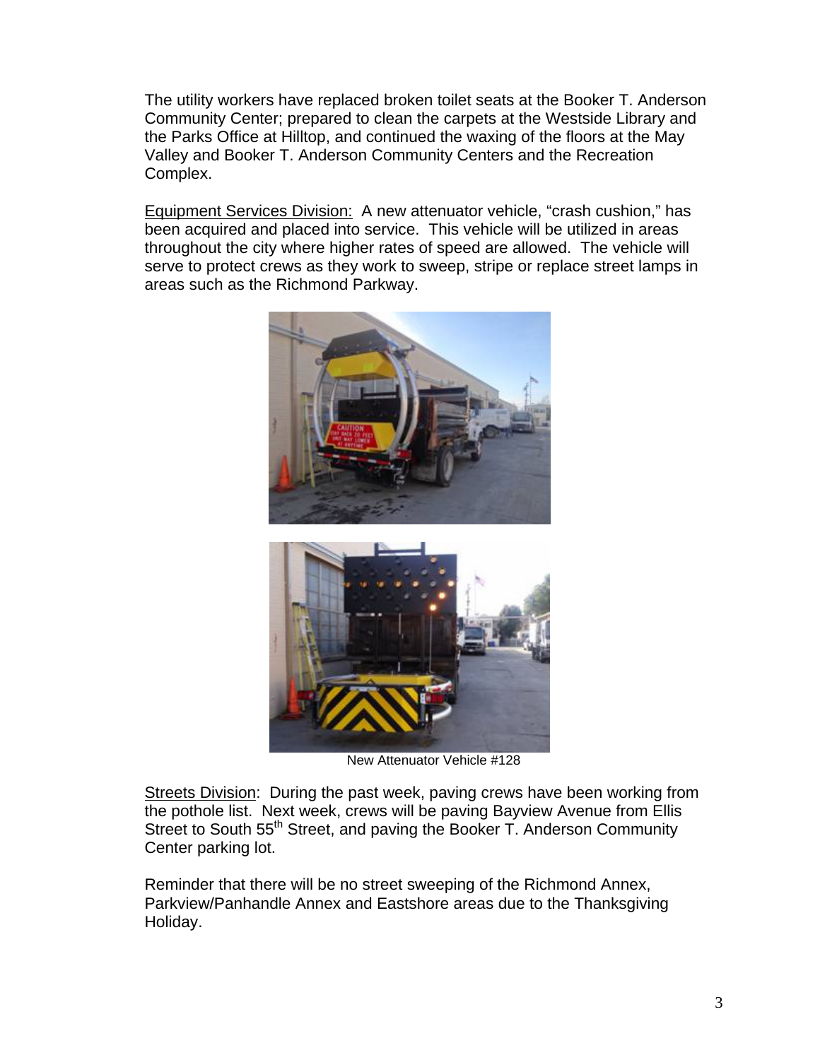The utility workers have replaced broken toilet seats at the Booker T. Anderson Community Center; prepared to clean the carpets at the Westside Library and the Parks Office at Hilltop, and continued the waxing of the floors at the May Valley and Booker T. Anderson Community Centers and the Recreation Complex.

Equipment Services Division: A new attenuator vehicle, "crash cushion," has been acquired and placed into service. This vehicle will be utilized in areas throughout the city where higher rates of speed are allowed. The vehicle will serve to protect crews as they work to sweep, stripe or replace street lamps in areas such as the Richmond Parkway.

New Attenuator Vehicle #128

Streets Division: During the past week, paving crews have been working from the pothole list. Next week, crews will be paving Bayview Avenue from Ellis Street to South 55th Street, and paving the Booker T. Anderson Community Center parking lot.

Reminder that there will be no street sweeping of the Richmond Annex, Parkview/Panhandle Annex and Eastshore areas due to the Thanksgiving Holiday.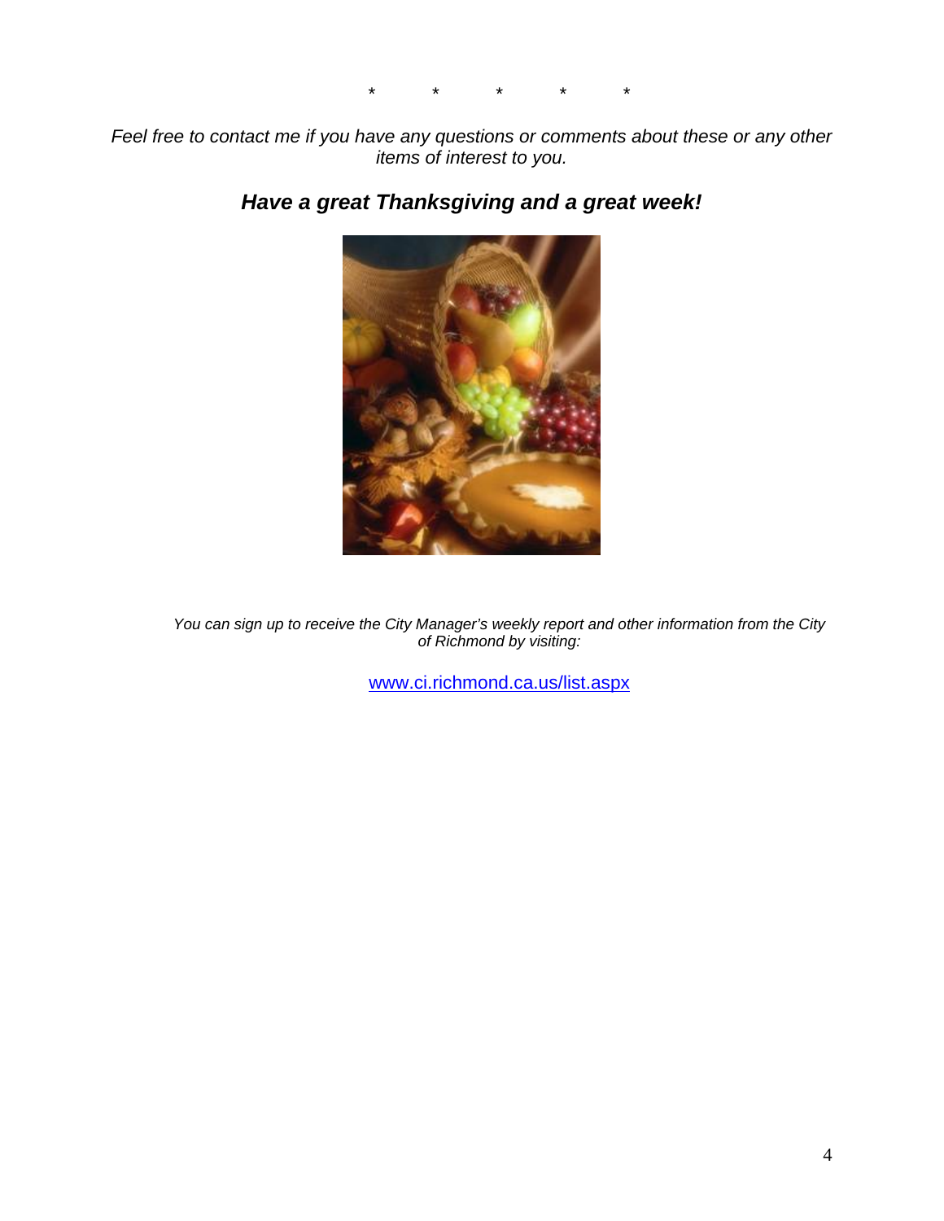\*          \*          \*          \*          \*

*Feel free to contact me if you have any questions or comments about these or any other items of interest to you.*

***Have a great Thanksgiving and a great week!***

*You can sign up to receive the City Manager's weekly report and other information from the City of Richmond by visiting:*

[www.ci.richmond.ca.us/list.aspx](http://www.ci.richmond.ca.us/list.aspx)